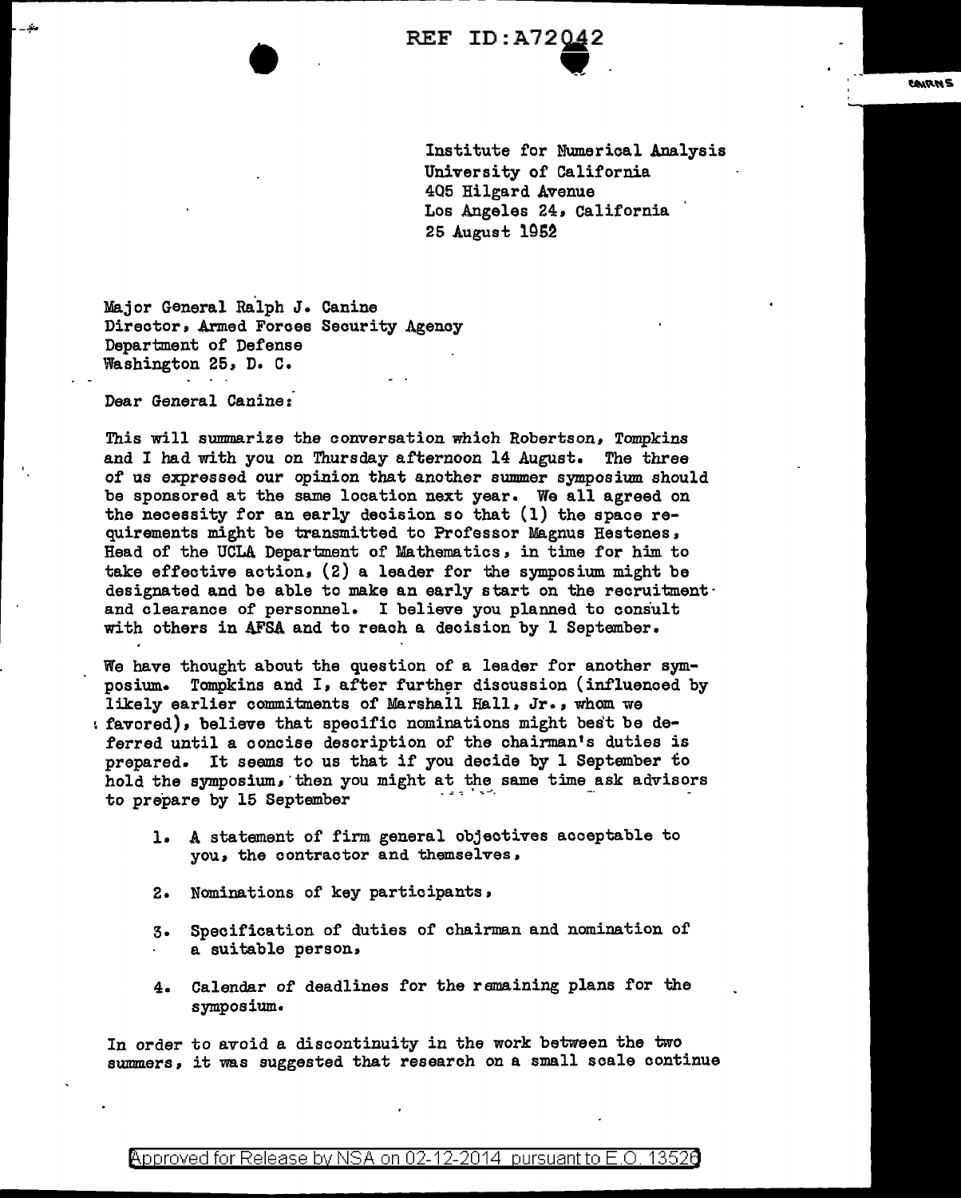REF ID:A72042

Institute for Numerical Analysis
University of California
405 Hilgard Avenue
Los Angeles 24, California
25 August 1952

Major General Ralph J. Canine
Director, Armed Forces Security Agency
Department of Defense
Washington 25, D. C.

Dear General Canine:

This will summarize the conversation which Robertson, Tompkins and I had with you on Thursday afternoon 14 August. The three of us expressed our opinion that another summer symposium should be sponsored at the same location next year. We all agreed on the necessity for an early decision so that (1) the space requirements might be transmitted to Professor Magnus Hestenes, Head of the UCLA Department of Mathematics, in time for him to take effective action, (2) a leader for the symposium might be designated and be able to make an early start on the recruitment and clearance of personnel. I believe you planned to consult with others in AFSA and to reach a decision by 1 September.

We have thought about the question of a leader for another symposium. Tompkins and I, after further discussion (influenced by likely earlier commitments of Marshall Hall, Jr., whom we favored), believe that specific nominations might best be deferred until a concise description of the chairman's duties is prepared. It seems to us that if you decide by 1 September to hold the symposium, then you might at the same time ask advisors to prepare by 15 September

1. A statement of firm general objectives acceptable to you, the contractor and themselves,
2. Nominations of key participants,
3. Specification of duties of chairman and nomination of a suitable person,
4. Calendar of deadlines for the remaining plans for the symposium.

In order to avoid a discontinuity in the work between the two summers, it was suggested that research on a small scale continue

Approved for Release by NSA on 02-12-2014 pursuant to E.O. 13526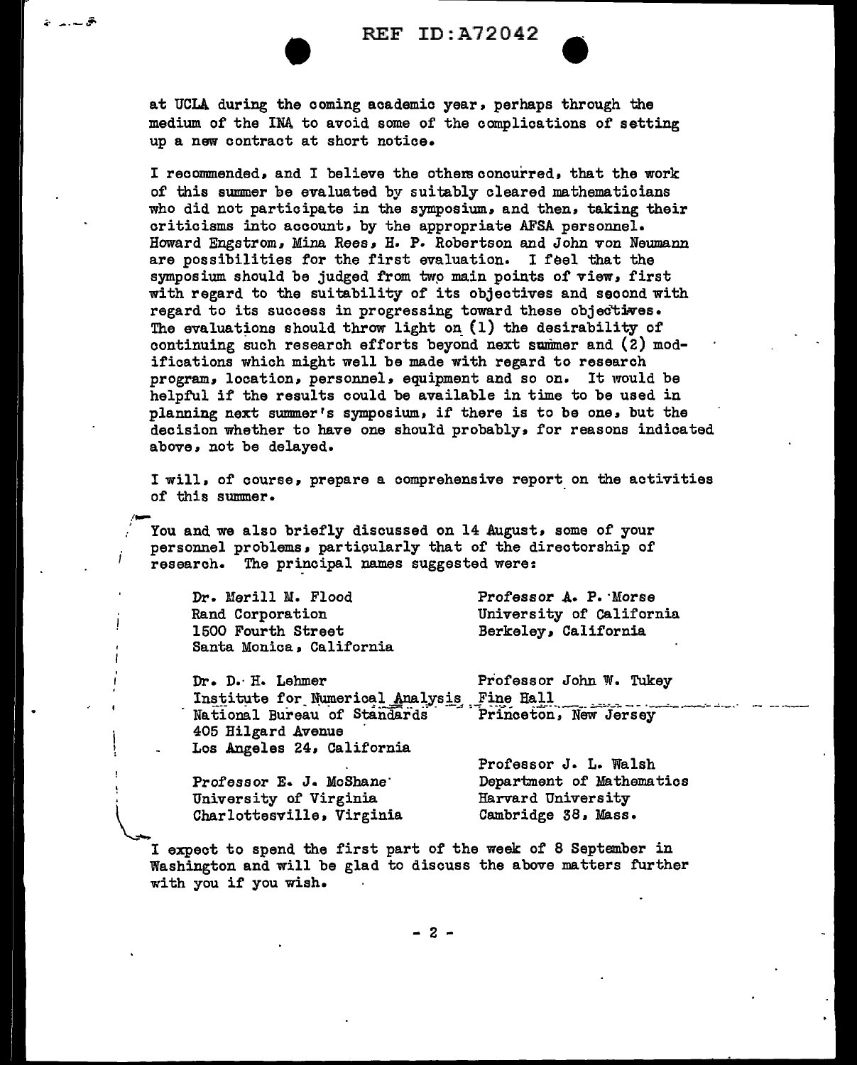at UCLA during the coming academic year, perhaps through the medium of the INA to avoid some of the complications of setting up a new contract at short notice.

I recommended, and I believe the others concurred, that the work of this summer be evaluated by suitably cleared mathematicians who did not participate in the symposium, and then, taking their criticisms into account, by the appropriate AFSA personnel. Howard Engstrom, Mina Rees, H. P. Robertson and John von Neumann are possibilities for the first evaluation. I feel that the symposium should be judged from two main points of view, first with regard to the suitability of its objectives and second with regard to its success in progressing toward these objectives. The evaluations should throw light on (1) the desirability of continuing such research efforts beyond next summer and (2) modifications which might well be made with regard to research program, location, personnel, equipment and so on. It would be helpful if the results could be available in time to be used in planning next summer's symposium, if there is to be one, but the decision whether to have one should probably, for reasons indicated above, not be delayed.

I will, of course, prepare a comprehensive report on the activities of this summer.

You and we also briefly discussed on 14 August, some of your personnel problems, particularly that of the directorship of research. The principal names suggested were:

Dr. Merill M. Flood
Rand Corporation
1500 Fourth Street
Santa Monica, California

Dr. D. H. Lehmer
Institute for Numerical Analysis
National Bureau of Standards
405 Hilgard Avenue
Los Angeles 24, California

Professor E. J. McShane
University of Virginia
Charlottesville, Virginia

Professor A. P. Morse
University of California
Berkeley, California

Professor John W. Tukey
Fine Hall
Princeton, New Jersey

Professor J. L. Walsh
Department of Mathematics
Harvard University
Cambridge 38, Mass.

I expect to spend the first part of the week of 8 September in Washington and will be glad to discuss the above matters further with you if you wish.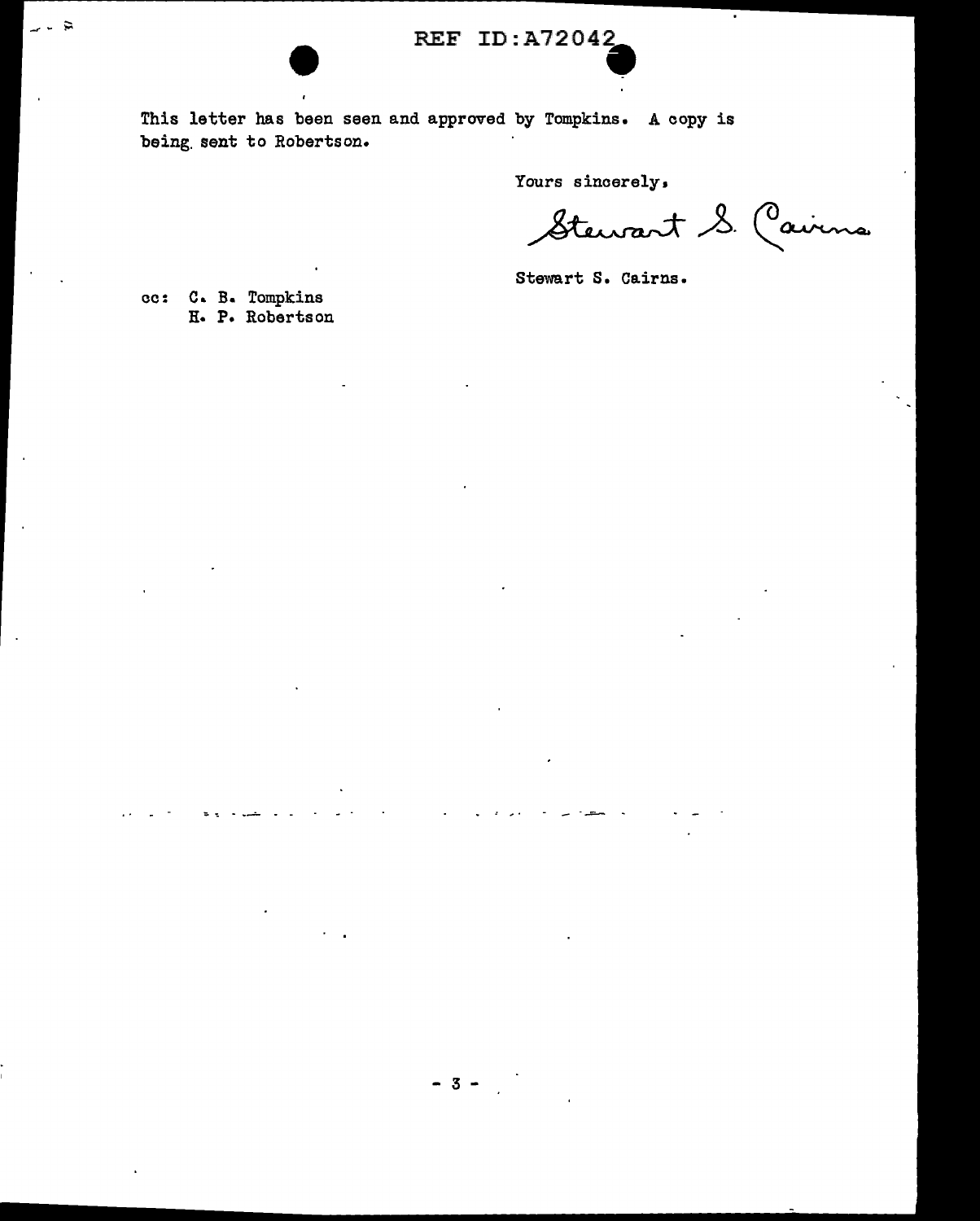REF ID:A72042

This letter has been seen and approved by Tompkins. A copy is being sent to Robertson.

Yours sincerely,

Stewart S. Cairns

Stewart S. Cairns.

cc: C. B. Tompkins
    H. P. Robertson